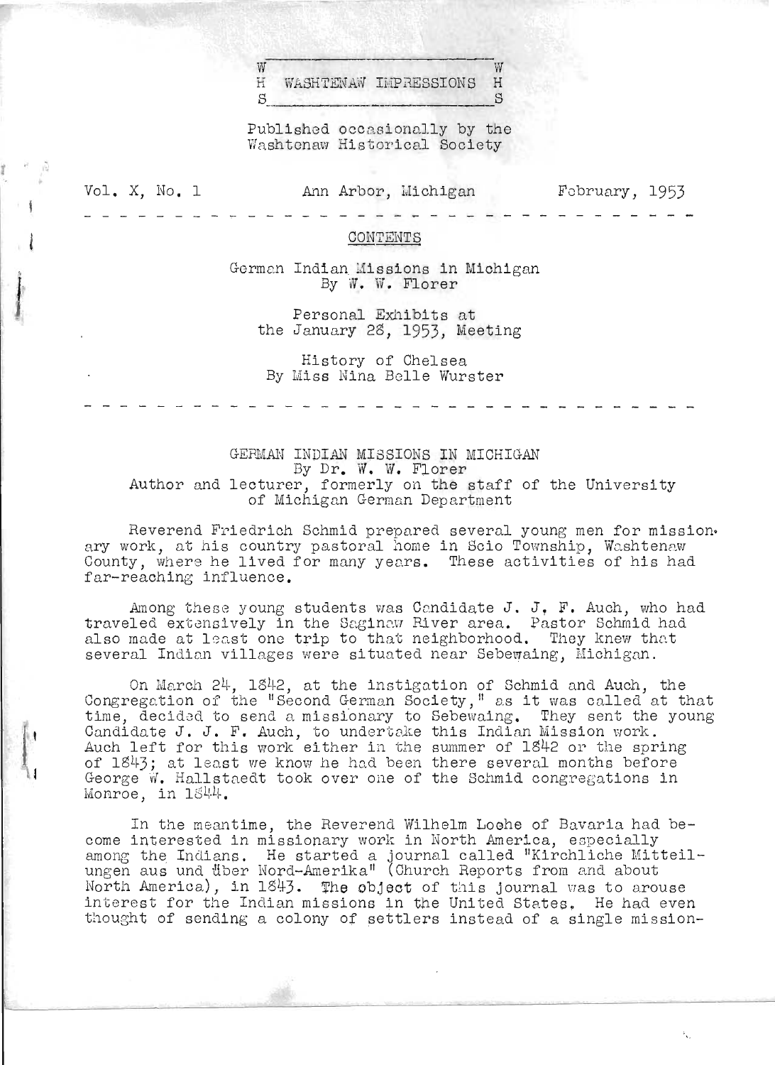W H S — WASHTENAW IMPRESSIONS — W H S

Published occasionally by the Washtenaw Historical Society

Vol. X, No. 1 — Ann Arbor, Michigan — February, 1953

---

CONTENTS

German Indian Missions in Michigan
By W. W. Florer

Personal Exhibits at the January 28, 1953, Meeting

History of Chelsea
By Miss Nina Belle Wurster

---

# GERMAN INDIAN MISSIONS IN MICHIGAN

By Dr. W. W. Florer
Author and lecturer, formerly on the staff of the University of Michigan German Department

Reverend Friedrich Schmid prepared several young men for missionary work, at his country pastoral home in Scio Township, Washtenaw County, where he lived for many years. These activities of his had far-reaching influence.

Among these young students was Candidate J. J. F. Auch, who had traveled extensively in the Saginaw River area. Pastor Schmid had also made at least one trip to that neighborhood. They knew that several Indian villages were situated near Sebewaing, Michigan.

On March 24, 1842, at the instigation of Schmid and Auch, the Congregation of the "Second German Society," as it was called at that time, decided to send a missionary to Sebewaing. They sent the young Candidate J. J. F. Auch, to undertake this Indian Mission work. Auch left for this work either in the summer of 1842 or the spring of 1843; at least we know he had been there several months before George W. Hallstaedt took over one of the Schmid congregations in Monroe, in 1844.

In the meantime, the Reverend Wilhelm Loehe of Bavaria had become interested in missionary work in North America, especially among the Indians. He started a journal called "Kirchliche Mitteilungen aus und über Nord-Amerika" (Church Reports from and about North America), in 1843. The object of this journal was to arouse interest for the Indian missions in the United States. He had even thought of sending a colony of settlers instead of a single mission-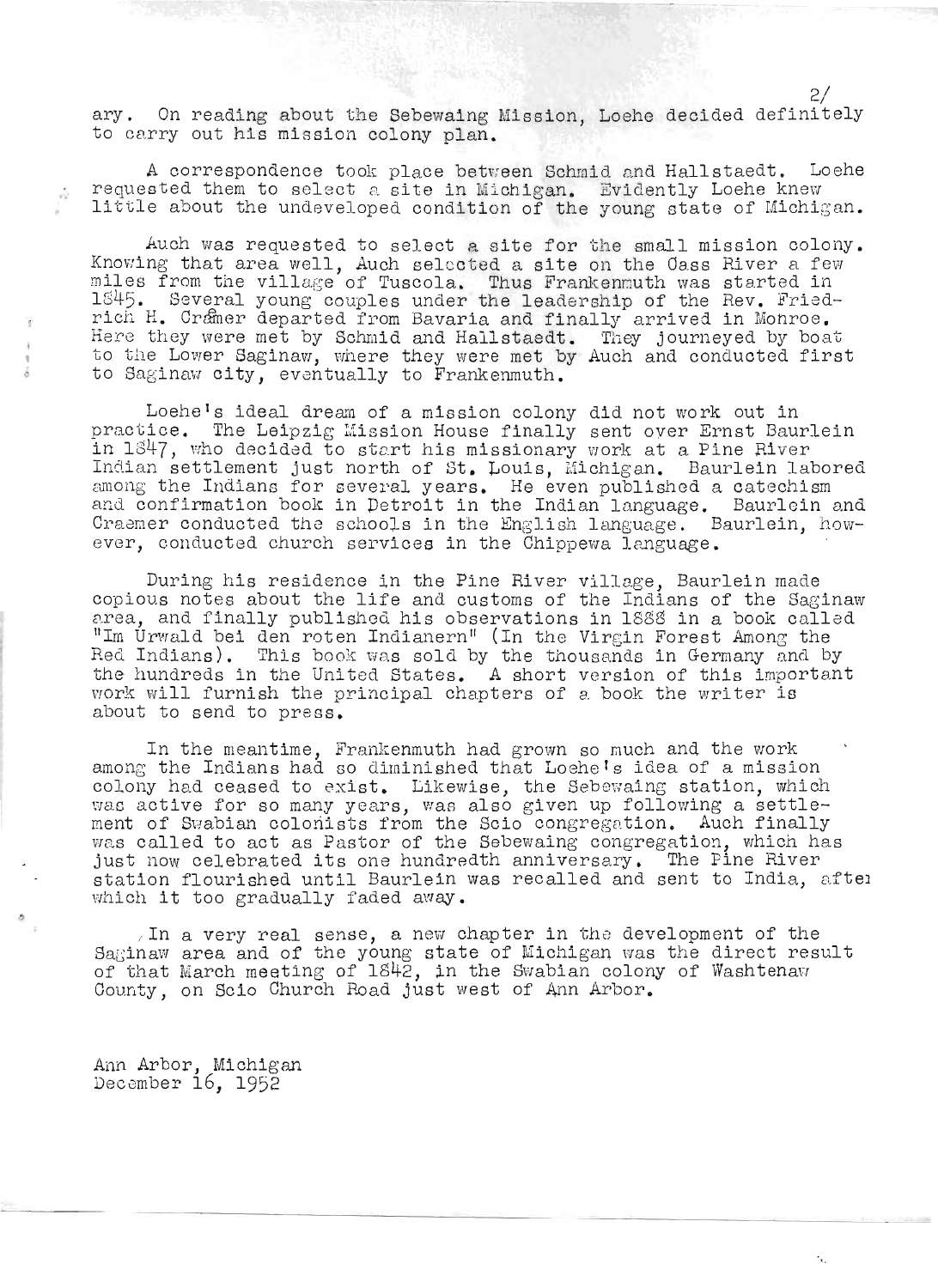ary. On reading about the Sebewaing Mission, Loehe decided definitely to carry out his mission colony plan.

A correspondence took place between Schmid and Hallstaedt. Loehe requested them to select a site in Michigan. Evidently Loehe knew little about the undeveloped condition of the young state of Michigan.

Auch was requested to select a site for the small mission colony. Knowing that area well, Auch selected a site on the Cass River a few miles from the village of Tuscola. Thus Frankenmuth was started in 1845. Several young couples under the leadership of the Rev. Friedrich H. Craemer departed from Bavaria and finally arrived in Monroe. Here they were met by Schmid and Hallstaedt. They journeyed by boat to the Lower Saginaw, where they were met by Auch and conducted first to Saginaw city, eventually to Frankenmuth.

Loehe's ideal dream of a mission colony did not work out in practice. The Leipzig Mission House finally sent over Ernst Baurlein in 1847, who decided to start his missionary work at a Pine River Indian settlement just north of St. Louis, Michigan. Baurlein labored among the Indians for several years. He even published a catechism and confirmation book in Detroit in the Indian language. Baurlein and Craemer conducted the schools in the English language. Baurlein, however, conducted church services in the Chippewa language.

During his residence in the Pine River village, Baurlein made copious notes about the life and customs of the Indians of the Saginaw area, and finally published his observations in 1888 in a book called "Im Urwald bei den roten Indianern" (In the Virgin Forest Among the Red Indians). This book was sold by the thousands in Germany and by the hundreds in the United States. A short version of this important work will furnish the principal chapters of a book the writer is about to send to press.

In the meantime, Frankenmuth had grown so much and the work among the Indians had so diminished that Loehe's idea of a mission colony had ceased to exist. Likewise, the Sebewaing station, which was active for so many years, was also given up following a settlement of Swabian colonists from the Scio congregation. Auch finally was called to act as Pastor of the Sebewaing congregation, which has just now celebrated its one hundredth anniversary. The Pine River station flourished until Baurlein was recalled and sent to India, after which it too gradually faded away.

In a very real sense, a new chapter in the development of the Saginaw area and of the young state of Michigan was the direct result of that March meeting of 1842, in the Swabian colony of Washtenaw County, on Scio Church Road just west of Ann Arbor.

Ann Arbor, Michigan
December 16, 1952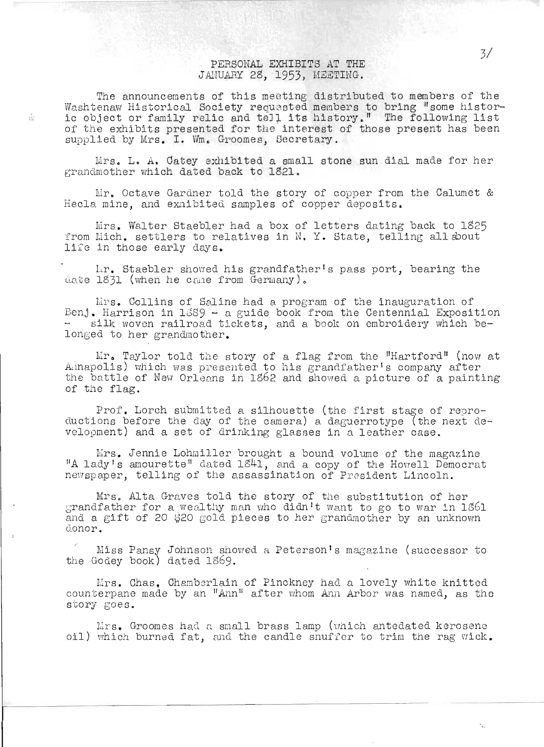# PERSONAL EXHIBITS AT THE JANUARY 28, 1953, MEETING.

The announcements of this meeting distributed to members of the Washtenaw Historical Society requested members to bring "some historic object or family relic and tell its history." The following list of the exhibits presented for the interest of those present has been supplied by Mrs. I. Wm. Groomes, Secretary.

Mrs. L. A. Catey exhibited a small stone sun dial made for her grandmother which dated back to 1821.

Mr. Octave Gardner told the story of copper from the Calumet & Hecla mine, and exhibited samples of copper deposits.

Mrs. Walter Staebler had a box of letters dating back to 1825 from Mich. settlers to relatives in N. Y. State, telling all about life in those early days.

Mr. Staebler showed his grandfather's pass port, bearing the date 1831 (when he came from Germany).

Mrs. Collins of Saline had a program of the inauguration of Benj. Harrison in 1889 - a guide book from the Centennial Exposition - silk woven railroad tickets, and a book on embroidery which belonged to her grandmother.

Mr. Taylor told the story of a flag from the "Hartford" (now at Annapolis) which was presented to his grandfather's company after the battle of New Orleans in 1862 and showed a picture of a painting of the flag.

Prof. Lorch submitted a silhouette (the first stage of reproductions before the day of the camera) a daguerrotype (the next development) and a set of drinking glasses in a leather case.

Mrs. Jennie Lohmiller brought a bound volume of the magazine "A lady's amourette" dated 1841, and a copy of the Howell Democrat newspaper, telling of the assassination of President Lincoln.

Mrs. Alta Graves told the story of the substitution of her grandfather for a wealthy man who didn't want to go to war in 1861 and a gift of 20 $20 gold pieces to her grandmother by an unknown donor.

Miss Pansy Johnson showed a Peterson's magazine (successor to the Godey book) dated 1869.

Mrs. Chas. Chamberlain of Pinckney had a lovely white knitted counterpane made by an "Ann" after whom Ann Arbor was named, as the story goes.

Mrs. Groomes had a small brass lamp (which antedated kerosene oil) which burned fat, and the candle snuffer to trim the rag wick.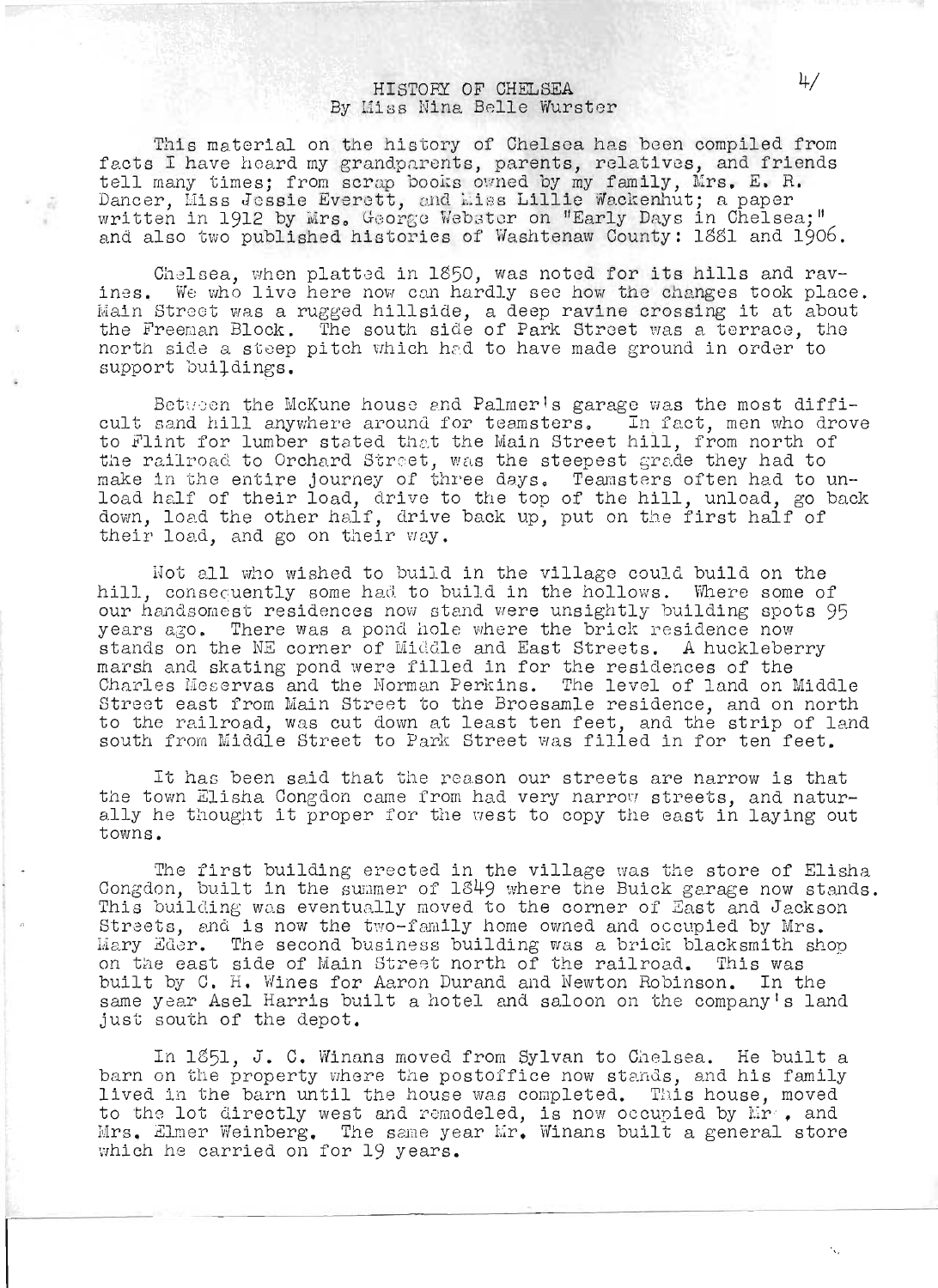# HISTORY OF CHELSEA
By Miss Nina Belle Wurster

This material on the history of Chelsea has been compiled from facts I have heard my grandparents, parents, relatives, and friends tell many times; from scrap books owned by my family, Mrs. E. R. Dancer, Miss Jessie Everett, and Miss Lillie Wackenhut; a paper written in 1912 by Mrs. George Webster on "Early Days in Chelsea;" and also two published histories of Washtenaw County: 1881 and 1906.

Chelsea, when platted in 1850, was noted for its hills and ravines. We who live here now can hardly see how the changes took place. Main Street was a rugged hillside, a deep ravine crossing it at about the Freeman Block. The south side of Park Street was a terrace, the north side a steep pitch which had to have made ground in order to support buildings.

Between the McKune house and Palmer's garage was the most difficult sand hill anywhere around for teamsters. In fact, men who drove to Flint for lumber stated that the Main Street hill, from north of the railroad to Orchard Street, was the steepest grade they had to make in the entire journey of three days. Teamsters often had to unload half of their load, drive to the top of the hill, unload, go back down, load the other half, drive back up, put on the first half of their load, and go on their way.

Not all who wished to build in the village could build on the hill, consequently some had to build in the hollows. Where some of our handsomest residences now stand were unsightly building spots 95 years ago. There was a pond hole where the brick residence now stands on the NE corner of Middle and East Streets. A huckleberry marsh and skating pond were filled in for the residences of the Charles Meservas and the Norman Perkins. The level of land on Middle Street east from Main Street to the Broesamle residence, and on north to the railroad, was cut down at least ten feet, and the strip of land south from Middle Street to Park Street was filled in for ten feet.

It has been said that the reason our streets are narrow is that the town Elisha Congdon came from had very narrow streets, and naturally he thought it proper for the west to copy the east in laying out towns.

The first building erected in the village was the store of Elisha Congdon, built in the summer of 1849 where the Buick garage now stands. This building was eventually moved to the corner of East and Jackson Streets, and is now the two-family home owned and occupied by Mrs. Mary Eder. The second business building was a brick blacksmith shop on the east side of Main Street north of the railroad. This was built by C. H. Wines for Aaron Durand and Newton Robinson. In the same year Asel Harris built a hotel and saloon on the company's land just south of the depot.

In 1851, J. C. Winans moved from Sylvan to Chelsea. He built a barn on the property where the postoffice now stands, and his family lived in the barn until the house was completed. This house, moved to the lot directly west and remodeled, is now occupied by Mr. and Mrs. Elmer Weinberg. The same year Mr. Winans built a general store which he carried on for 19 years.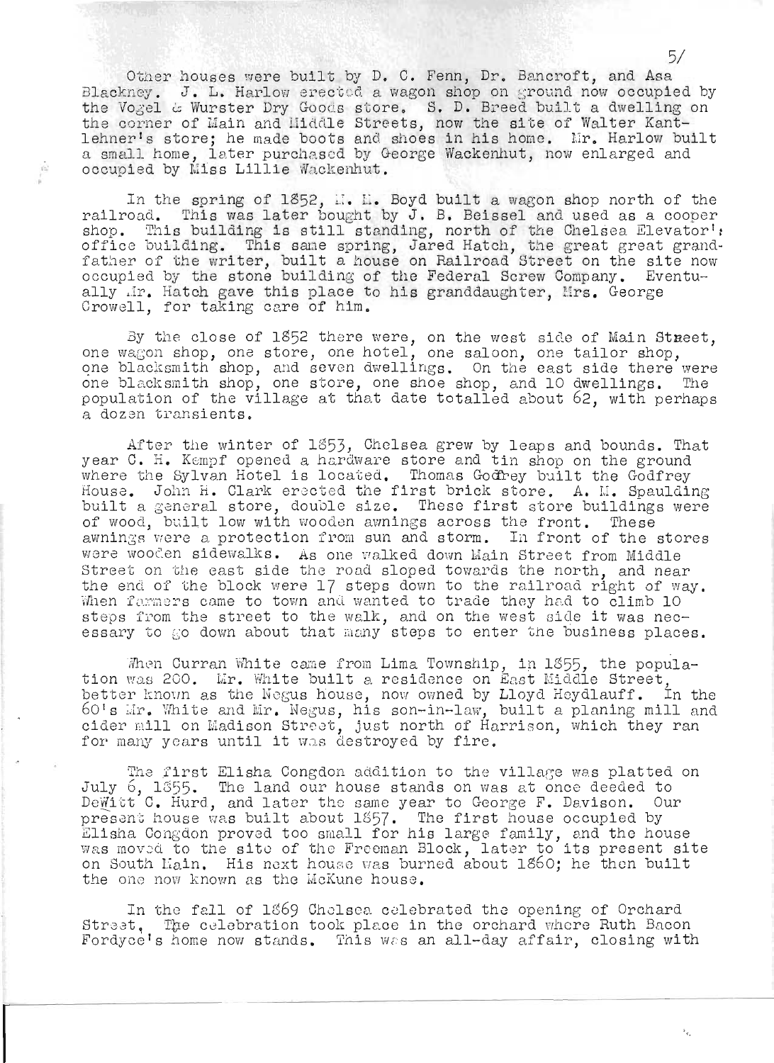Other houses were built by D. C. Fenn, Dr. Bancroft, and Asa Blackney. J. L. Harlow erected a wagon shop on ground now occupied by the Vogel & Wurster Dry Goods store. S. D. Breed built a dwelling on the corner of Main and Middle Streets, now the site of Walter Kantlehner's store; he made boots and shoes in his home. Mr. Harlow built a small home, later purchased by George Wackenhut, now enlarged and occupied by Miss Lillie Wackenhut.

In the spring of 1852, M. M. Boyd built a wagon shop north of the railroad. This was later bought by J. B. Beissel and used as a cooper shop. This building is still standing, north of the Chelsea Elevator's office building. This same spring, Jared Hatch, the great great grandfather of the writer, built a house on Railroad Street on the site now occupied by the stone building of the Federal Screw Company. Eventually Mr. Hatch gave this place to his granddaughter, Mrs. George Crowell, for taking care of him.

By the close of 1852 there were, on the west side of Main Street, one wagon shop, one store, one hotel, one saloon, one tailor shop, one blacksmith shop, and seven dwellings. On the east side there were one blacksmith shop, one store, one shoe shop, and 10 dwellings. The population of the village at that date totalled about 62, with perhaps a dozen transients.

After the winter of 1853, Chelsea grew by leaps and bounds. That year C. H. Kempf opened a hardware store and tin shop on the ground where the Sylvan Hotel is located. Thomas Godfrey built the Godfrey House. John H. Clark erected the first brick store. A. M. Spaulding built a general store, double size. These first store buildings were of wood, built low with wooden awnings across the front. These awnings were a protection from sun and storm. In front of the stores were wooden sidewalks. As one walked down Main Street from Middle Street on the east side the road sloped towards the north, and near the end of the block were 17 steps down to the railroad right of way. When farmers came to town and wanted to trade they had to climb 10 steps from the street to the walk, and on the west side it was necessary to go down about that many steps to enter the business places.

When Curran White came from Lima Township, in 1855, the population was 200. Mr. White built a residence on East Middle Street, better known as the Negus house, now owned by Lloyd Heydlauff. In the 60's Mr. White and Mr. Negus, his son-in-law, built a planing mill and cider mill on Madison Street, just north of Harrison, which they ran for many years until it was destroyed by fire.

The first Elisha Congdon addition to the village was platted on July 6, 1855. The land our house stands on was at once deeded to DeWitt C. Hurd, and later the same year to George F. Davison. Our present house was built about 1857. The first house occupied by Elisha Congdon proved too small for his large family, and the house was moved to the site of the Freeman Block, later to its present site on South Main. His next house was burned about 1860; he then built the one now known as the McKune house.

In the fall of 1869 Chelsea celebrated the opening of Orchard Street. The celebration took place in the orchard where Ruth Bacon Fordyce's home now stands. This was an all-day affair, closing with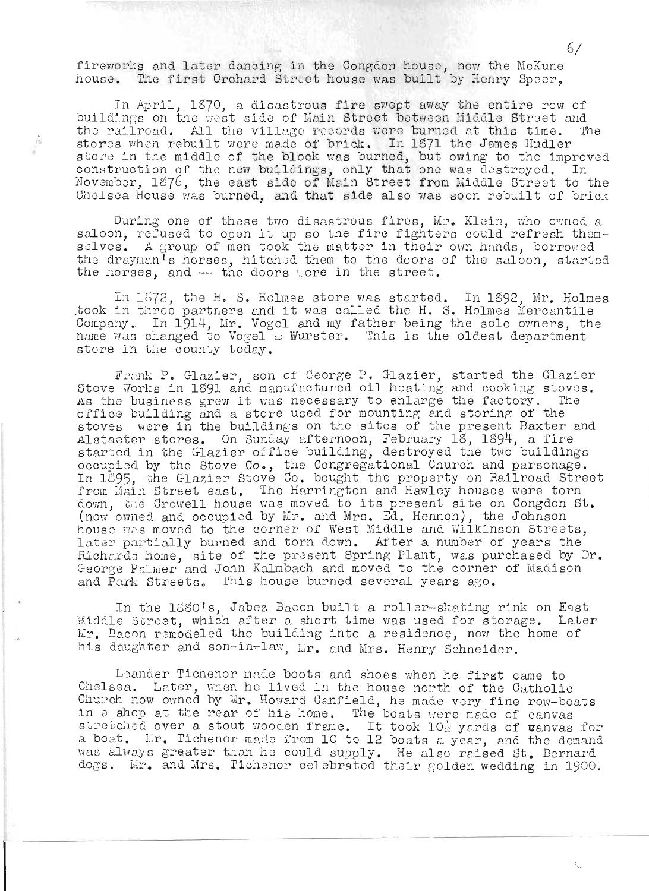fireworks and later dancing in the Congdon house, now the McKune house. The first Orchard Street house was built by Henry Speer.

In April, 1870, a disastrous fire swept away the entire row of buildings on the west side of Main Street between Middle Street and the railroad. All the village records were burned at this time. The stores when rebuilt were made of brick. In 1871 the James Hudler store in the middle of the block was burned, but owing to the improved construction of the new buildings, only that one was destroyed. In November, 1876, the east side of Main Street from Middle Street to the Chelsea House was burned, and that side also was soon rebuilt of brick

During one of these two disastrous fires, Mr. Klein, who owned a saloon, refused to open it up so the fire fighters could refresh themselves. A group of men took the matter in their own hands, borrowed the drayman's horses, hitched them to the doors of the saloon, started the horses, and -- the doors were in the street.

In 1872, the H. S. Holmes store was started. In 1892, Mr. Holmes took in three partners and it was called the H. S. Holmes Mercantile Company. In 1914, Mr. Vogel and my father being the sole owners, the name was changed to Vogel & Wurster. This is the oldest department store in the county today.

Frank P. Glazier, son of George P. Glazier, started the Glazier Stove Works in 1891 and manufactured oil heating and cooking stoves. As the business grew it was necessary to enlarge the factory. The office building and a store used for mounting and storing of the stoves were in the buildings on the sites of the present Baxter and Alstaeter stores. On Sunday afternoon, February 18, 1894, a fire started in the Glazier office building, destroyed the two buildings occupied by the Stove Co., the Congregational Church and parsonage. In 1895, the Glazier Stove Co. bought the property on Railroad Street from Main Street east. The Harrington and Hawley houses were torn down, the Crowell house was moved to its present site on Congdon St. (now owned and occupied by Mr. and Mrs. Ed. Hennon), the Johnson house was moved to the corner of West Middle and Wilkinson Streets, later partially burned and torn down. After a number of years the Richards home, site of the present Spring Plant, was purchased by Dr. George Palmer and John Kalmbach and moved to the corner of Madison and Park Streets. This house burned several years ago.

In the 1880's, Jabez Bacon built a roller-skating rink on East Middle Street, which after a short time was used for storage. Later Mr. Bacon remodeled the building into a residence, now the home of his daughter and son-in-law, Mr. and Mrs. Henry Schneider.

Leander Tichenor made boots and shoes when he first came to Chelsea. Later, when he lived in the house north of the Catholic Church now owned by Mr. Howard Canfield, he made very fine row-boats in a shop at the rear of his home. The boats were made of canvas stretched over a stout wooden frame. It took 10½ yards of canvas for a boat. Mr. Tichenor made from 10 to 12 boats a year, and the demand was always greater than he could supply. He also raised St. Bernard dogs. Mr. and Mrs. Tichenor celebrated their golden wedding in 1900.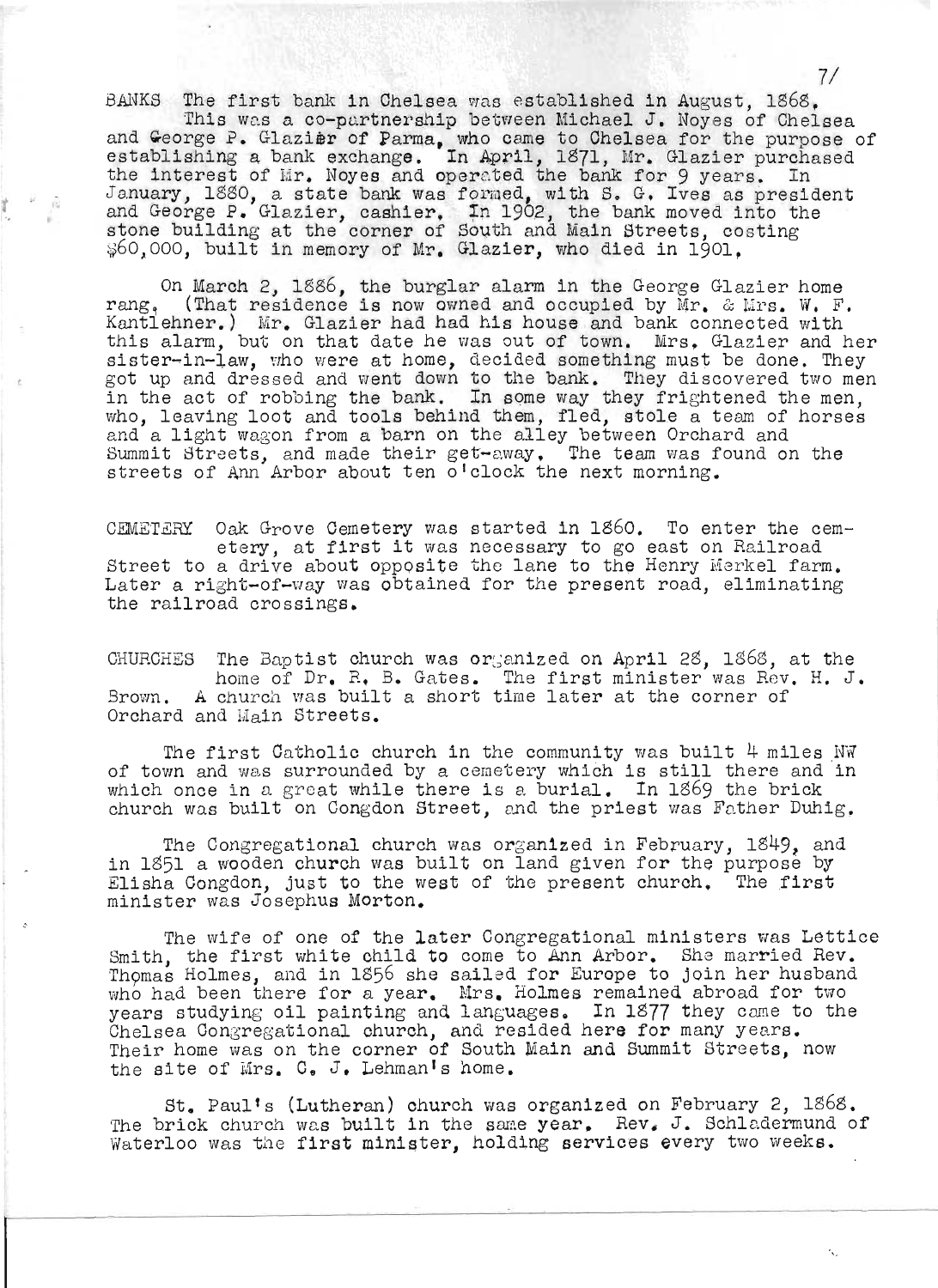BANKS The first bank in Chelsea was established in August, 1868. This was a co-partnership between Michael J. Noyes of Chelsea and George P. Glazier of Parma, who came to Chelsea for the purpose of establishing a bank exchange. In April, 1871, Mr. Glazier purchased the interest of Mr. Noyes and operated the bank for 9 years. In January, 1880, a state bank was formed, with S. G. Ives as president and George P. Glazier, cashier. In 1902, the bank moved into the stone building at the corner of South and Main Streets, costing $60,000, built in memory of Mr. Glazier, who died in 1901.

On March 2, 1886, the burglar alarm in the George Glazier home rang. (That residence is now owned and occupied by Mr. & Mrs. W. F. Kantlehner.) Mr. Glazier had had his house and bank connected with this alarm, but on that date he was out of town. Mrs. Glazier and her sister-in-law, who were at home, decided something must be done. They got up and dressed and went down to the bank. They discovered two men in the act of robbing the bank. In some way they frightened the men, who, leaving loot and tools behind them, fled, stole a team of horses and a light wagon from a barn on the alley between Orchard and Summit Streets, and made their get-away. The team was found on the streets of Ann Arbor about ten o'clock the next morning.

CEMETERY Oak Grove Cemetery was started in 1860. To enter the cemetery, at first it was necessary to go east on Railroad Street to a drive about opposite the lane to the Henry Merkel farm. Later a right-of-way was obtained for the present road, eliminating the railroad crossings.

CHURCHES The Baptist church was organized on April 28, 1868, at the home of Dr. R. B. Gates. The first minister was Rev. H. J. Brown. A church was built a short time later at the corner of Orchard and Main Streets.

The first Catholic church in the community was built 4 miles NW of town and was surrounded by a cemetery which is still there and in which once in a great while there is a burial. In 1869 the brick church was built on Congdon Street, and the priest was Father Duhig.

The Congregational church was organized in February, 1849, and in 1851 a wooden church was built on land given for the purpose by Elisha Congdon, just to the west of the present church. The first minister was Josephus Morton.

The wife of one of the later Congregational ministers was Lettice Smith, the first white child to come to Ann Arbor. She married Rev. Thomas Holmes, and in 1856 she sailed for Europe to join her husband who had been there for a year. Mrs. Holmes remained abroad for two years studying oil painting and languages. In 1877 they came to the Chelsea Congregational church, and resided here for many years. Their home was on the corner of South Main and Summit Streets, now the site of Mrs. C. J. Lehman's home.

St. Paul's (Lutheran) church was organized on February 2, 1868. The brick church was built in the same year. Rev. J. Schladermund of Waterloo was the first minister, holding services every two weeks.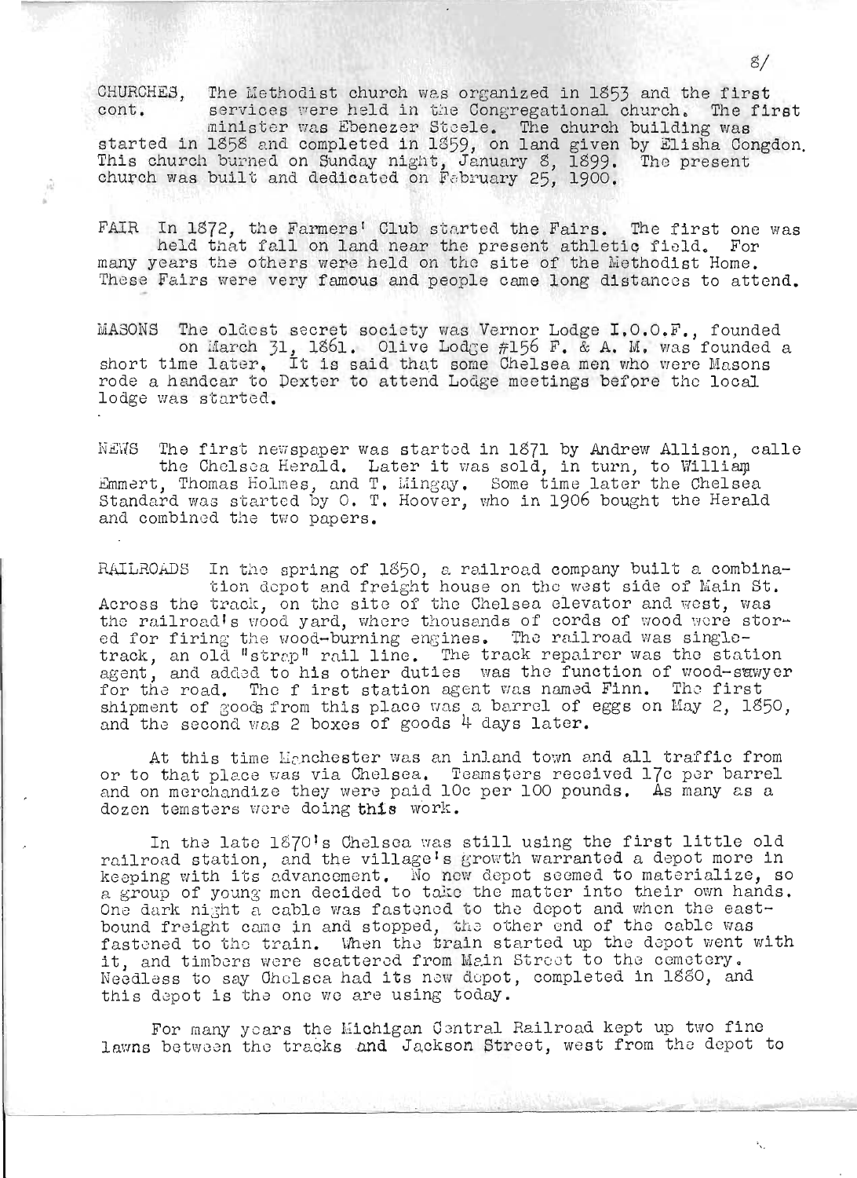CHURCHES, cont. The Methodist church was organized in 1853 and the first services were held in the Congregational church. The first minister was Ebenezer Steele. The church building was started in 1858 and completed in 1859, on land given by Elisha Congdon. This church burned on Sunday night, January 8, 1899. The present church was built and dedicated on February 25, 1900.

FAIR In 1872, the Farmers' Club started the Fairs. The first one was held that fall on land near the present athletic field. For many years the others were held on the site of the Methodist Home. These Fairs were very famous and people came long distances to attend.

MASONS The oldest secret society was Vernor Lodge I.O.O.F., founded on March 31, 1861. Olive Lodge #156 F. & A. M. was founded a short time later. It is said that some Chelsea men who were Masons rode a handcar to Dexter to attend Lodge meetings before the local lodge was started.

NEWS The first newspaper was started in 1871 by Andrew Allison, calle the Chelsea Herald. Later it was sold, in turn, to William Emmert, Thomas Holmes, and T. Mingay. Some time later the Chelsea Standard was started by O. T. Hoover, who in 1906 bought the Herald and combined the two papers.

RAILROADS In the spring of 1850, a railroad company built a combination depot and freight house on the west side of Main St. Across the track, on the site of the Chelsea elevator and west, was the railroad's wood yard, where thousands of cords of wood were stored for firing the wood-burning engines. The railroad was single-track, an old "strap" rail line. The track repairer was the station agent, and added to his other duties was the function of wood-sawyer for the road. The first station agent was named Finn. The first shipment of goods from this place was a barrel of eggs on May 2, 1850, and the second was 2 boxes of goods 4 days later.

At this time Manchester was an inland town and all traffic from or to that place was via Chelsea. Teamsters received 17c per barrel and on merchandize they were paid 10c per 100 pounds. As many as a dozen temsters were doing this work.

In the late 1870's Chelsea was still using the first little old railroad station, and the village's growth warranted a depot more in keeping with its advancement. No new depot seemed to materialize, so a group of young men decided to take the matter into their own hands. One dark night a cable was fastened to the depot and when the east-bound freight came in and stopped, the other end of the cable was fastened to the train. When the train started up the depot went with it, and timbers were scattered from Main Street to the cemetery. Needless to say Chelsea had its new depot, completed in 1880, and this depot is the one we are using today.

For many years the Michigan Central Railroad kept up two fine lawns between the tracks and Jackson Street, west from the depot to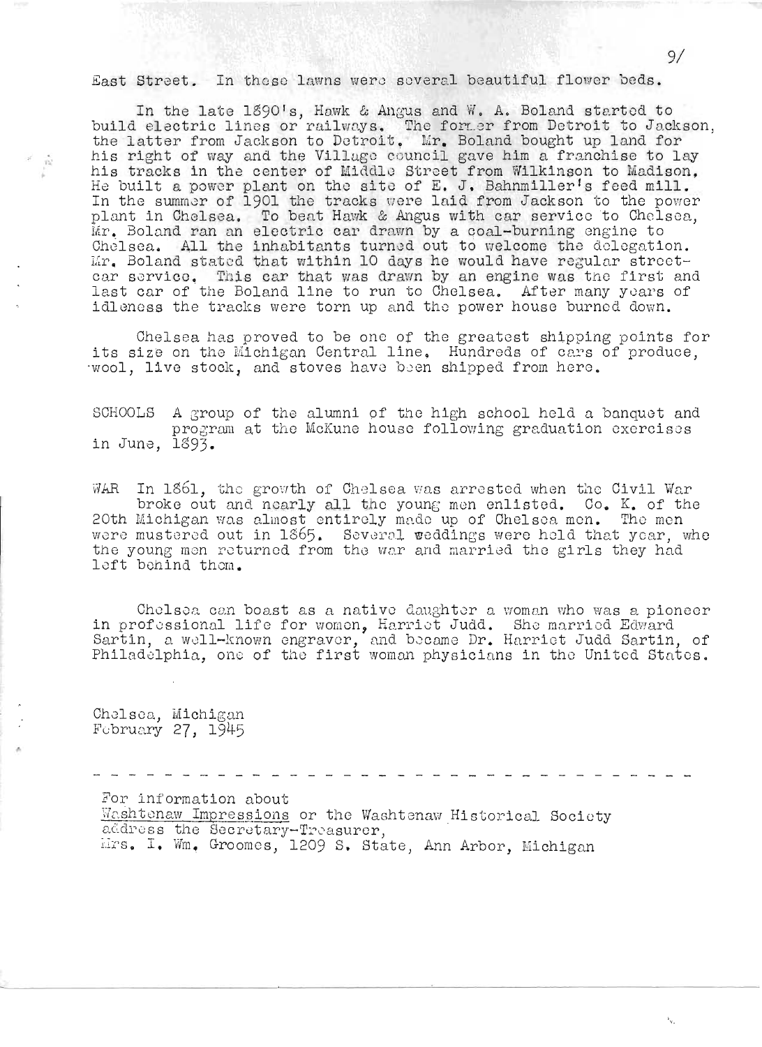East Street. In these lawns were several beautiful flower beds.

In the late 1890's, Hawk & Angus and W. A. Boland started to build electric lines or railways. The former from Detroit to Jackson, the latter from Jackson to Detroit. Mr. Boland bought up land for his right of way and the Village council gave him a franchise to lay his tracks in the center of Middle Street from Wilkinson to Madison. He built a power plant on the site of E. J. Bahnmiller's feed mill. In the summer of 1901 the tracks were laid from Jackson to the power plant in Chelsea. To beat Hawk & Angus with car service to Chelsea, Mr. Boland ran an electric car drawn by a coal-burning engine to Chelsea. All the inhabitants turned out to welcome the delegation. Mr. Boland stated that within 10 days he would have regular street-car service. This car that was drawn by an engine was the first and last car of the Boland line to run to Chelsea. After many years of idleness the tracks were torn up and the power house burned down.

Chelsea has proved to be one of the greatest shipping points for its size on the Michigan Central line. Hundreds of cars of produce, wool, live stock, and stoves have been shipped from here.

SCHOOLS A group of the alumni of the high school held a banquet and program at the McKune house following graduation exercises in June, 1893.

WAR In 1861, the growth of Chelsea was arrested when the Civil War broke out and nearly all the young men enlisted. Co. K. of the 20th Michigan was almost entirely made up of Chelsea men. The men were mustered out in 1865. Several weddings were held that year, whe the young men returned from the war and married the girls they had left behind them.

Chelsea can boast as a native daughter a woman who was a pioneer in professional life for women, Harriet Judd. She married Edward Sartin, a well-known engraver, and became Dr. Harriet Judd Sartin, of Philadelphia, one of the first woman physicians in the United States.

Chelsea, Michigan
February 27, 1945

---

For information about
Washtenaw Impressions or the Washtenaw Historical Society
address the Secretary-Treasurer,
Mrs. I. Wm. Groomes, 1209 S. State, Ann Arbor, Michigan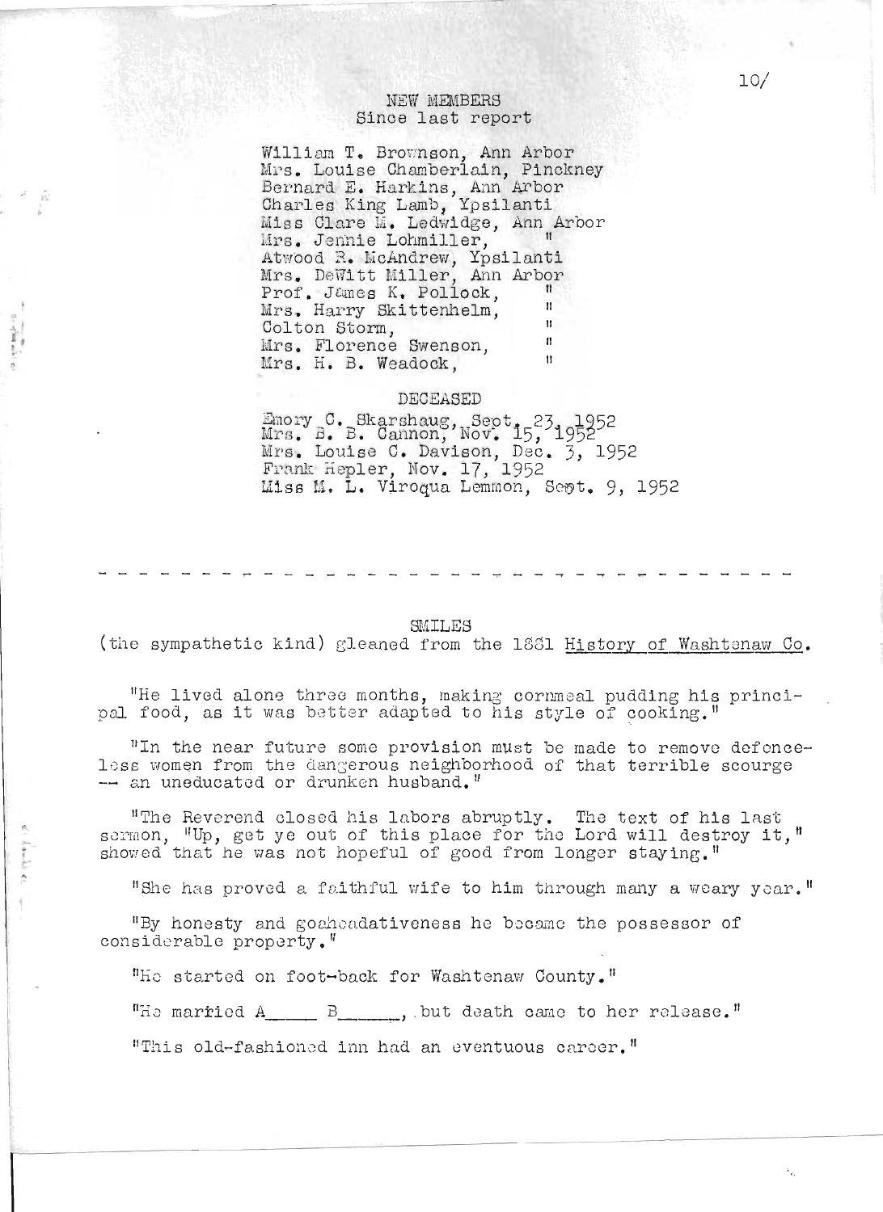## NEW MEMBERS
Since last report

William T. Brownson, Ann Arbor
Mrs. Louise Chamberlain, Pinckney
Bernard E. Harkins, Ann Arbor
Charles King Lamb, Ypsilanti
Miss Clare M. Ledwidge, Ann Arbor
Mrs. Jennie Lohmiller, "
Atwood R. McAndrew, Ypsilanti
Mrs. DeWitt Miller, Ann Arbor
Prof. James K. Pollock, "
Mrs. Harry Skittenhelm, "
Colton Storm, "
Mrs. Florence Swenson, "
Mrs. H. B. Weadock, "

## DECEASED

Emory C. Skarshaug, Sept. 23, 1952
Mrs. B. B. Cannon, Nov. 15, 1952
Mrs. Louise C. Davison, Dec. 3, 1952
Frank Hepler, Nov. 17, 1952
Miss M. L. Viroqua Lemmon, Sept. 9, 1952

- - - - - - - - - - - - - - - - - - - - - - - - - - - - - - - -

## SMILES
(the sympathetic kind) gleaned from the 1881 History of Washtenaw Co.

"He lived alone three months, making cornmeal pudding his principal food, as it was better adapted to his style of cooking."

"In the near future some provision must be made to remove defenceless women from the dangerous neighborhood of that terrible scourge -- an uneducated or drunken husband."

"The Reverend closed his labors abruptly. The text of his last sermon, "Up, get ye out of this place for the Lord will destroy it," showed that he was not hopeful of good from longer staying."

"She has proved a faithful wife to him through many a weary year."

"By honesty and goaheadativeness he became the possessor of considerable property."

"He started on foot-back for Washtenaw County."

"He married A_____ B______, but death came to her release."

"This old-fashioned inn had an eventuous career."